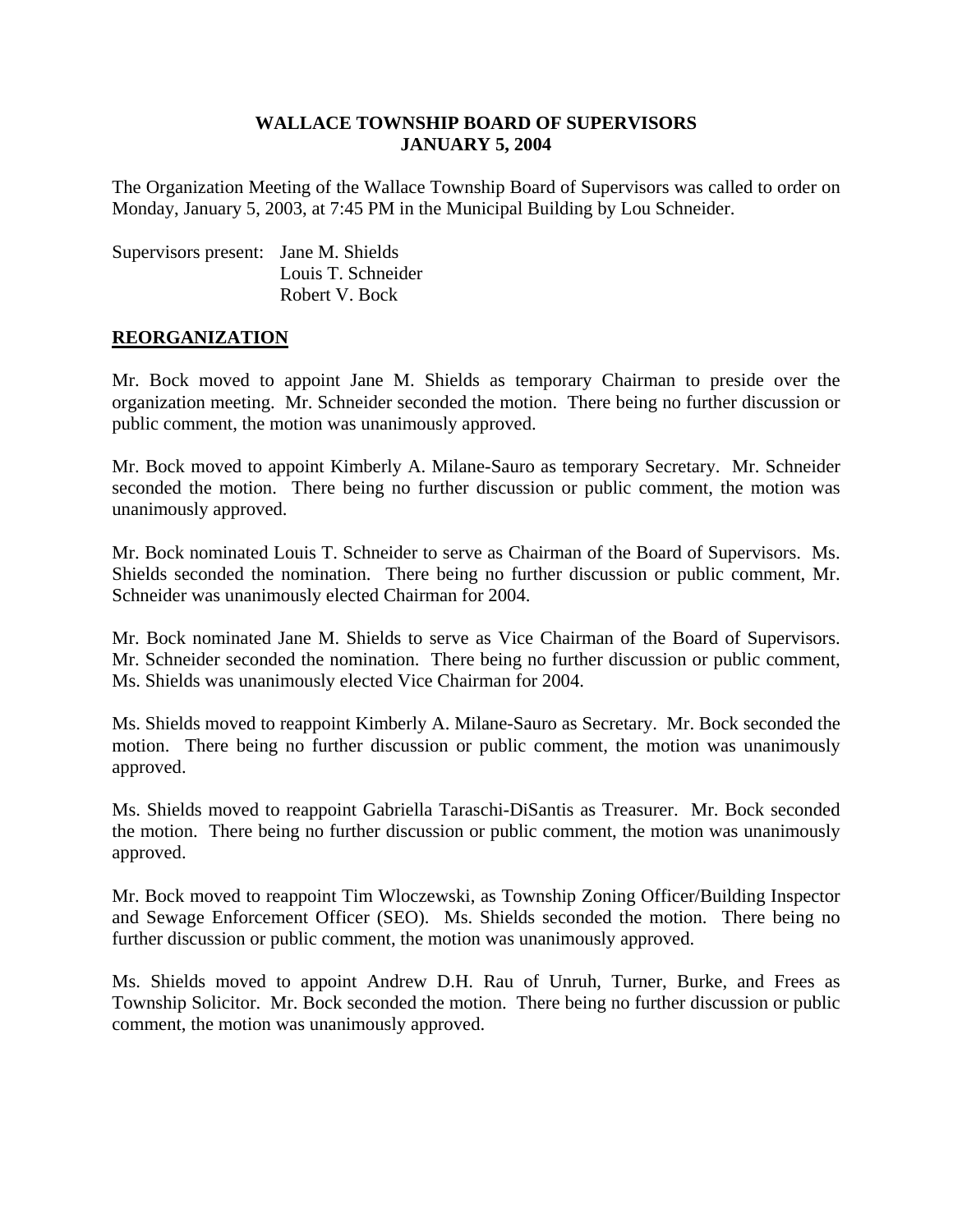# WALLACE TOWNSHIP BOARD OF SUPERVISORS
# JANUARY 5, 2004

The Organization Meeting of the Wallace Township Board of Supervisors was called to order on Monday, January 5, 2003, at 7:45 PM in the Municipal Building by Lou Schneider.

Supervisors present: Jane M. Shields
Louis T. Schneider
Robert V. Bock

## REORGANIZATION

Mr. Bock moved to appoint Jane M. Shields as temporary Chairman to preside over the organization meeting. Mr. Schneider seconded the motion. There being no further discussion or public comment, the motion was unanimously approved.

Mr. Bock moved to appoint Kimberly A. Milane-Sauro as temporary Secretary. Mr. Schneider seconded the motion. There being no further discussion or public comment, the motion was unanimously approved.

Mr. Bock nominated Louis T. Schneider to serve as Chairman of the Board of Supervisors. Ms. Shields seconded the nomination. There being no further discussion or public comment, Mr. Schneider was unanimously elected Chairman for 2004.

Mr. Bock nominated Jane M. Shields to serve as Vice Chairman of the Board of Supervisors. Mr. Schneider seconded the nomination. There being no further discussion or public comment, Ms. Shields was unanimously elected Vice Chairman for 2004.

Ms. Shields moved to reappoint Kimberly A. Milane-Sauro as Secretary. Mr. Bock seconded the motion. There being no further discussion or public comment, the motion was unanimously approved.

Ms. Shields moved to reappoint Gabriella Taraschi-DiSantis as Treasurer. Mr. Bock seconded the motion. There being no further discussion or public comment, the motion was unanimously approved.

Mr. Bock moved to reappoint Tim Wloczewski, as Township Zoning Officer/Building Inspector and Sewage Enforcement Officer (SEO). Ms. Shields seconded the motion. There being no further discussion or public comment, the motion was unanimously approved.

Ms. Shields moved to appoint Andrew D.H. Rau of Unruh, Turner, Burke, and Frees as Township Solicitor. Mr. Bock seconded the motion. There being no further discussion or public comment, the motion was unanimously approved.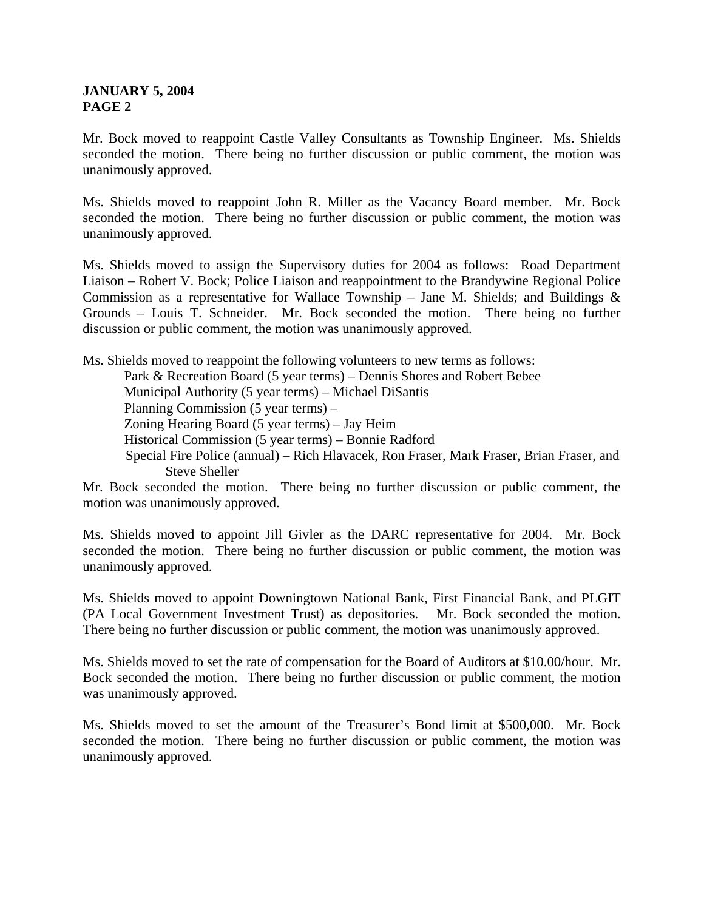Mr. Bock moved to reappoint Castle Valley Consultants as Township Engineer. Ms. Shields seconded the motion. There being no further discussion or public comment, the motion was unanimously approved.

Ms. Shields moved to reappoint John R. Miller as the Vacancy Board member. Mr. Bock seconded the motion. There being no further discussion or public comment, the motion was unanimously approved.

Ms. Shields moved to assign the Supervisory duties for 2004 as follows: Road Department Liaison – Robert V. Bock; Police Liaison and reappointment to the Brandywine Regional Police Commission as a representative for Wallace Township – Jane M. Shields; and Buildings & Grounds – Louis T. Schneider. Mr. Bock seconded the motion. There being no further discussion or public comment, the motion was unanimously approved.

Ms. Shields moved to reappoint the following volunteers to new terms as follows:

- Park & Recreation Board (5 year terms) – Dennis Shores and Robert Bebee
- Municipal Authority (5 year terms) – Michael DiSantis
- Planning Commission (5 year terms) –
- Zoning Hearing Board (5 year terms) – Jay Heim
- Historical Commission (5 year terms) – Bonnie Radford
- Special Fire Police (annual) – Rich Hlavacek, Ron Fraser, Mark Fraser, Brian Fraser, and Steve Sheller

Mr. Bock seconded the motion. There being no further discussion or public comment, the motion was unanimously approved.

Ms. Shields moved to appoint Jill Givler as the DARC representative for 2004. Mr. Bock seconded the motion. There being no further discussion or public comment, the motion was unanimously approved.

Ms. Shields moved to appoint Downingtown National Bank, First Financial Bank, and PLGIT (PA Local Government Investment Trust) as depositories. Mr. Bock seconded the motion. There being no further discussion or public comment, the motion was unanimously approved.

Ms. Shields moved to set the rate of compensation for the Board of Auditors at $10.00/hour. Mr. Bock seconded the motion. There being no further discussion or public comment, the motion was unanimously approved.

Ms. Shields moved to set the amount of the Treasurer's Bond limit at $500,000. Mr. Bock seconded the motion. There being no further discussion or public comment, the motion was unanimously approved.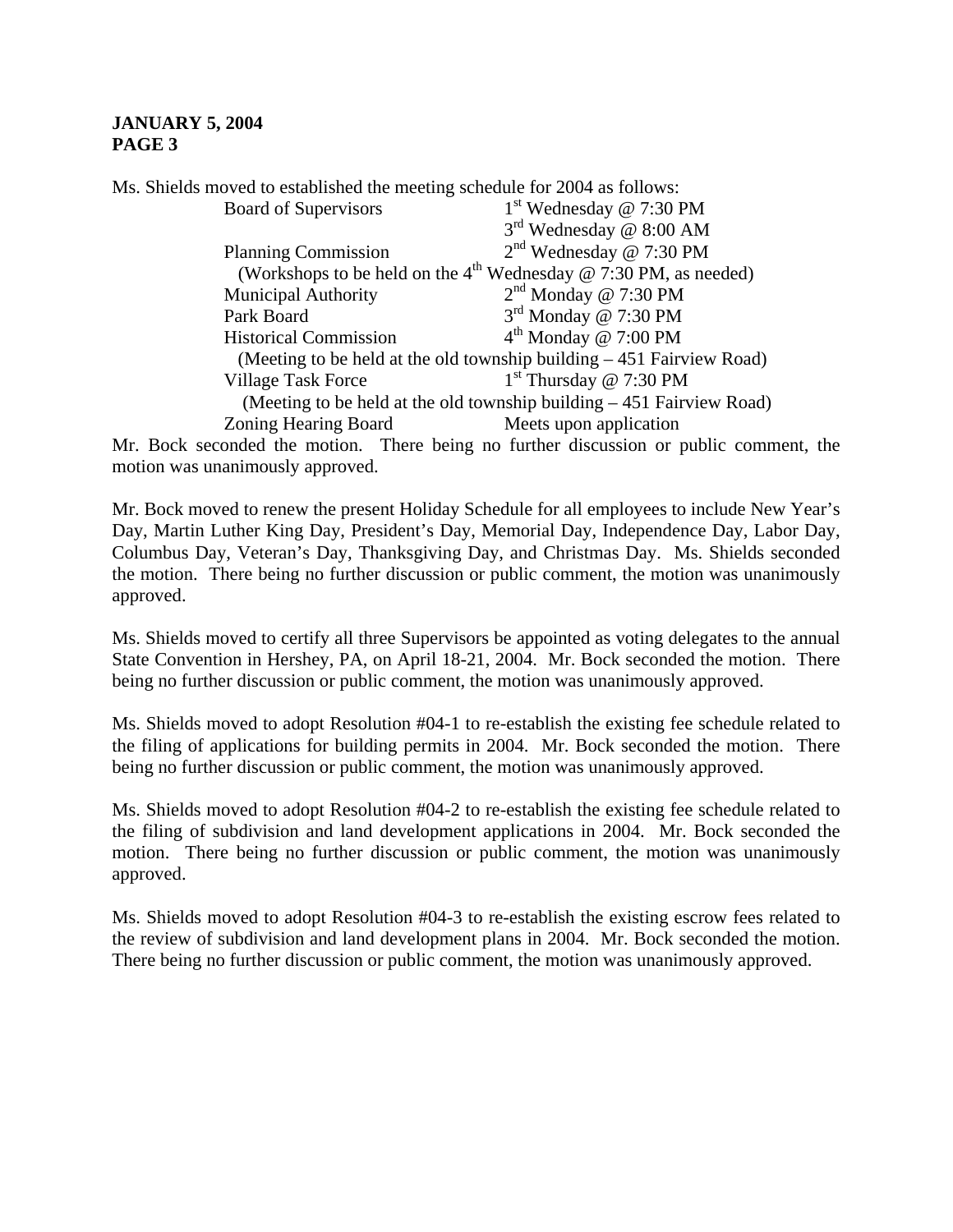Ms. Shields moved to established the meeting schedule for 2004 as follows:

| | |
|---|---|
| Board of Supervisors | 1st Wednesday @ 7:30 PM |
| | 3rd Wednesday @ 8:00 AM |
| Planning Commission | 2nd Wednesday @ 7:30 PM |
| (Workshops to be held on the 4th Wednesday @ 7:30 PM, as needed) | |
| Municipal Authority | 2nd Monday @ 7:30 PM |
| Park Board | 3rd Monday @ 7:30 PM |
| Historical Commission | 4th Monday @ 7:00 PM |
| (Meeting to be held at the old township building – 451 Fairview Road) | |
| Village Task Force | 1st Thursday @ 7:30 PM |
| (Meeting to be held at the old township building – 451 Fairview Road) | |
| Zoning Hearing Board | Meets upon application |

Mr. Bock seconded the motion. There being no further discussion or public comment, the motion was unanimously approved.

Mr. Bock moved to renew the present Holiday Schedule for all employees to include New Year's Day, Martin Luther King Day, President's Day, Memorial Day, Independence Day, Labor Day, Columbus Day, Veteran's Day, Thanksgiving Day, and Christmas Day. Ms. Shields seconded the motion. There being no further discussion or public comment, the motion was unanimously approved.

Ms. Shields moved to certify all three Supervisors be appointed as voting delegates to the annual State Convention in Hershey, PA, on April 18-21, 2004. Mr. Bock seconded the motion. There being no further discussion or public comment, the motion was unanimously approved.

Ms. Shields moved to adopt Resolution #04-1 to re-establish the existing fee schedule related to the filing of applications for building permits in 2004. Mr. Bock seconded the motion. There being no further discussion or public comment, the motion was unanimously approved.

Ms. Shields moved to adopt Resolution #04-2 to re-establish the existing fee schedule related to the filing of subdivision and land development applications in 2004. Mr. Bock seconded the motion. There being no further discussion or public comment, the motion was unanimously approved.

Ms. Shields moved to adopt Resolution #04-3 to re-establish the existing escrow fees related to the review of subdivision and land development plans in 2004. Mr. Bock seconded the motion. There being no further discussion or public comment, the motion was unanimously approved.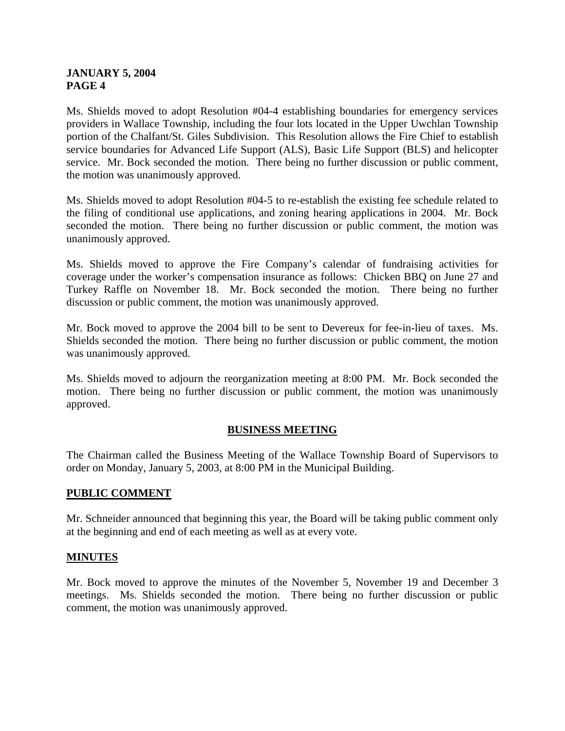Ms. Shields moved to adopt Resolution #04-4 establishing boundaries for emergency services providers in Wallace Township, including the four lots located in the Upper Uwchlan Township portion of the Chalfant/St. Giles Subdivision. This Resolution allows the Fire Chief to establish service boundaries for Advanced Life Support (ALS), Basic Life Support (BLS) and helicopter service. Mr. Bock seconded the motion. There being no further discussion or public comment, the motion was unanimously approved.

Ms. Shields moved to adopt Resolution #04-5 to re-establish the existing fee schedule related to the filing of conditional use applications, and zoning hearing applications in 2004. Mr. Bock seconded the motion. There being no further discussion or public comment, the motion was unanimously approved.

Ms. Shields moved to approve the Fire Company's calendar of fundraising activities for coverage under the worker's compensation insurance as follows: Chicken BBQ on June 27 and Turkey Raffle on November 18. Mr. Bock seconded the motion. There being no further discussion or public comment, the motion was unanimously approved.

Mr. Bock moved to approve the 2004 bill to be sent to Devereux for fee-in-lieu of taxes. Ms. Shields seconded the motion. There being no further discussion or public comment, the motion was unanimously approved.

Ms. Shields moved to adjourn the reorganization meeting at 8:00 PM. Mr. Bock seconded the motion. There being no further discussion or public comment, the motion was unanimously approved.

## BUSINESS MEETING

The Chairman called the Business Meeting of the Wallace Township Board of Supervisors to order on Monday, January 5, 2003, at 8:00 PM in the Municipal Building.

## PUBLIC COMMENT

Mr. Schneider announced that beginning this year, the Board will be taking public comment only at the beginning and end of each meeting as well as at every vote.

## MINUTES

Mr. Bock moved to approve the minutes of the November 5, November 19 and December 3 meetings. Ms. Shields seconded the motion. There being no further discussion or public comment, the motion was unanimously approved.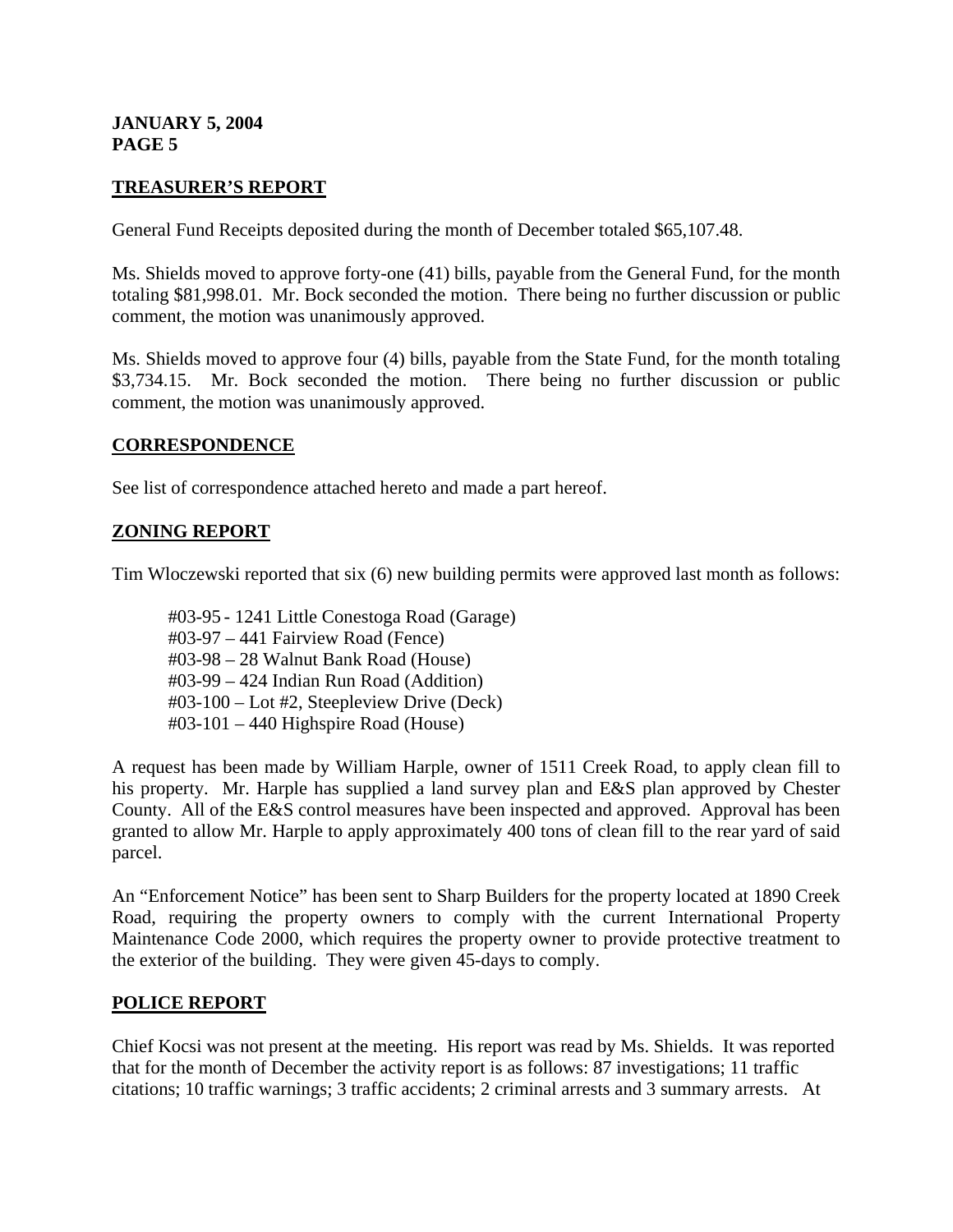## TREASURER'S REPORT

General Fund Receipts deposited during the month of December totaled $65,107.48.

Ms. Shields moved to approve forty-one (41) bills, payable from the General Fund, for the month totaling $81,998.01. Mr. Bock seconded the motion. There being no further discussion or public comment, the motion was unanimously approved.

Ms. Shields moved to approve four (4) bills, payable from the State Fund, for the month totaling $3,734.15. Mr. Bock seconded the motion. There being no further discussion or public comment, the motion was unanimously approved.

## CORRESPONDENCE

See list of correspondence attached hereto and made a part hereof.

## ZONING REPORT

Tim Wloczewski reported that six (6) new building permits were approved last month as follows:

#03-95 - 1241 Little Conestoga Road (Garage)
#03-97 – 441 Fairview Road (Fence)
#03-98 – 28 Walnut Bank Road (House)
#03-99 – 424 Indian Run Road (Addition)
#03-100 – Lot #2, Steepleview Drive (Deck)
#03-101 – 440 Highspire Road (House)

A request has been made by William Harple, owner of 1511 Creek Road, to apply clean fill to his property. Mr. Harple has supplied a land survey plan and E&S plan approved by Chester County. All of the E&S control measures have been inspected and approved. Approval has been granted to allow Mr. Harple to apply approximately 400 tons of clean fill to the rear yard of said parcel.

An "Enforcement Notice" has been sent to Sharp Builders for the property located at 1890 Creek Road, requiring the property owners to comply with the current International Property Maintenance Code 2000, which requires the property owner to provide protective treatment to the exterior of the building. They were given 45-days to comply.

## POLICE REPORT

Chief Kocsi was not present at the meeting. His report was read by Ms. Shields. It was reported that for the month of December the activity report is as follows: 87 investigations; 11 traffic citations; 10 traffic warnings; 3 traffic accidents; 2 criminal arrests and 3 summary arrests. At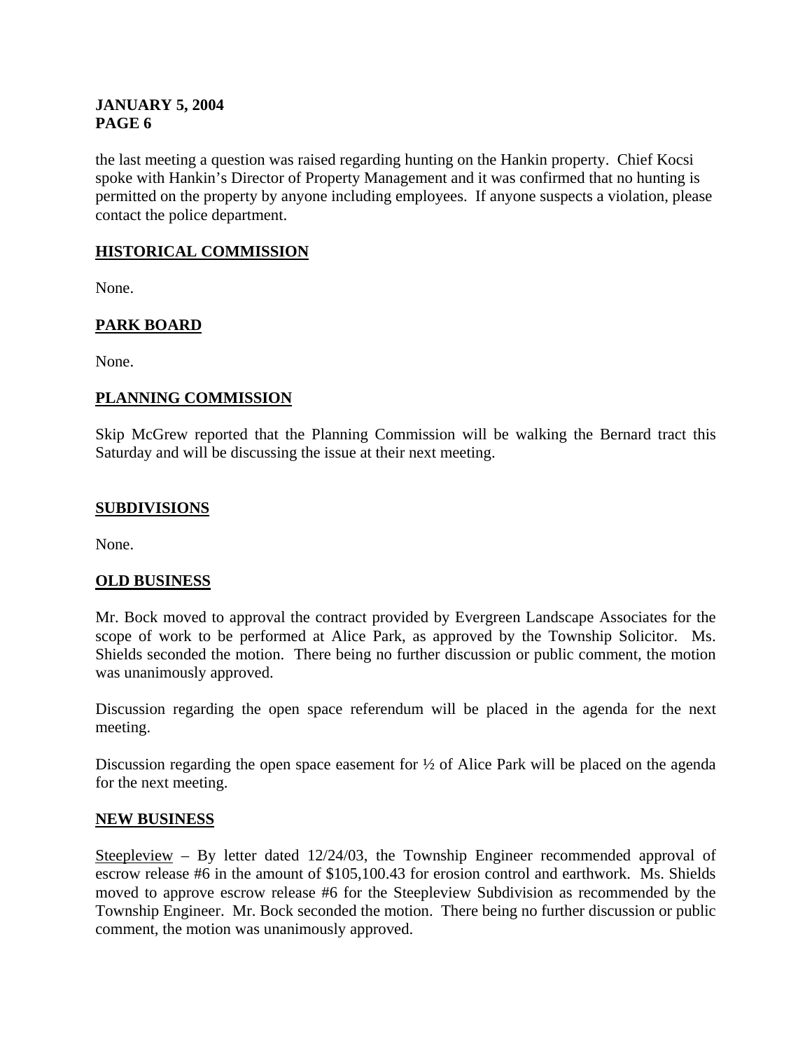the last meeting a question was raised regarding hunting on the Hankin property. Chief Kocsi spoke with Hankin's Director of Property Management and it was confirmed that no hunting is permitted on the property by anyone including employees. If anyone suspects a violation, please contact the police department.

## HISTORICAL COMMISSION

None.

## PARK BOARD

None.

## PLANNING COMMISSION

Skip McGrew reported that the Planning Commission will be walking the Bernard tract this Saturday and will be discussing the issue at their next meeting.

## SUBDIVISIONS

None.

## OLD BUSINESS

Mr. Bock moved to approval the contract provided by Evergreen Landscape Associates for the scope of work to be performed at Alice Park, as approved by the Township Solicitor. Ms. Shields seconded the motion. There being no further discussion or public comment, the motion was unanimously approved.

Discussion regarding the open space referendum will be placed in the agenda for the next meeting.

Discussion regarding the open space easement for ½ of Alice Park will be placed on the agenda for the next meeting.

## NEW BUSINESS

Steepleview – By letter dated 12/24/03, the Township Engineer recommended approval of escrow release #6 in the amount of $105,100.43 for erosion control and earthwork. Ms. Shields moved to approve escrow release #6 for the Steepleview Subdivision as recommended by the Township Engineer. Mr. Bock seconded the motion. There being no further discussion or public comment, the motion was unanimously approved.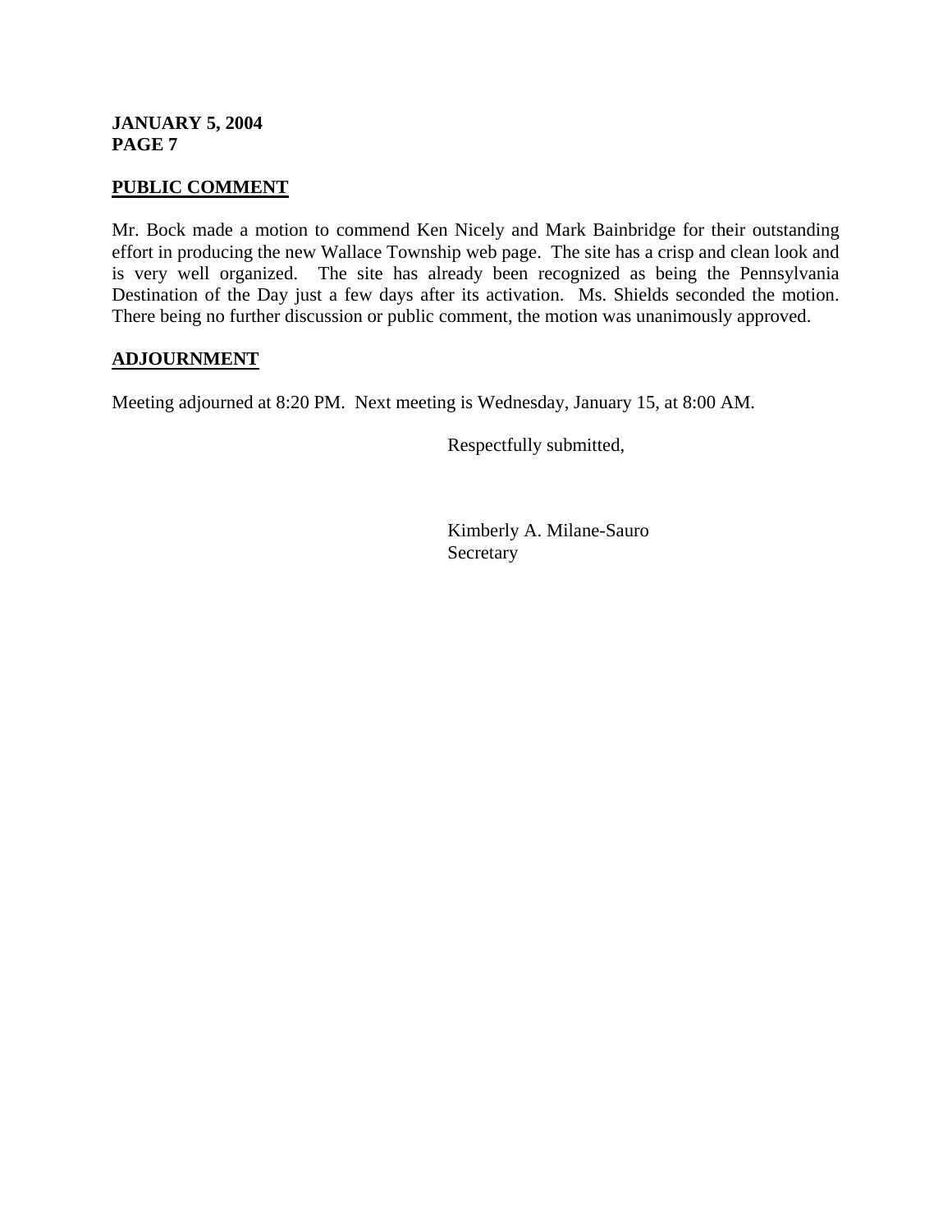## PUBLIC COMMENT

Mr. Bock made a motion to commend Ken Nicely and Mark Bainbridge for their outstanding effort in producing the new Wallace Township web page. The site has a crisp and clean look and is very well organized. The site has already been recognized as being the Pennsylvania Destination of the Day just a few days after its activation. Ms. Shields seconded the motion. There being no further discussion or public comment, the motion was unanimously approved.

## ADJOURNMENT

Meeting adjourned at 8:20 PM. Next meeting is Wednesday, January 15, at 8:00 AM.

Respectfully submitted,

Kimberly A. Milane-Sauro
Secretary